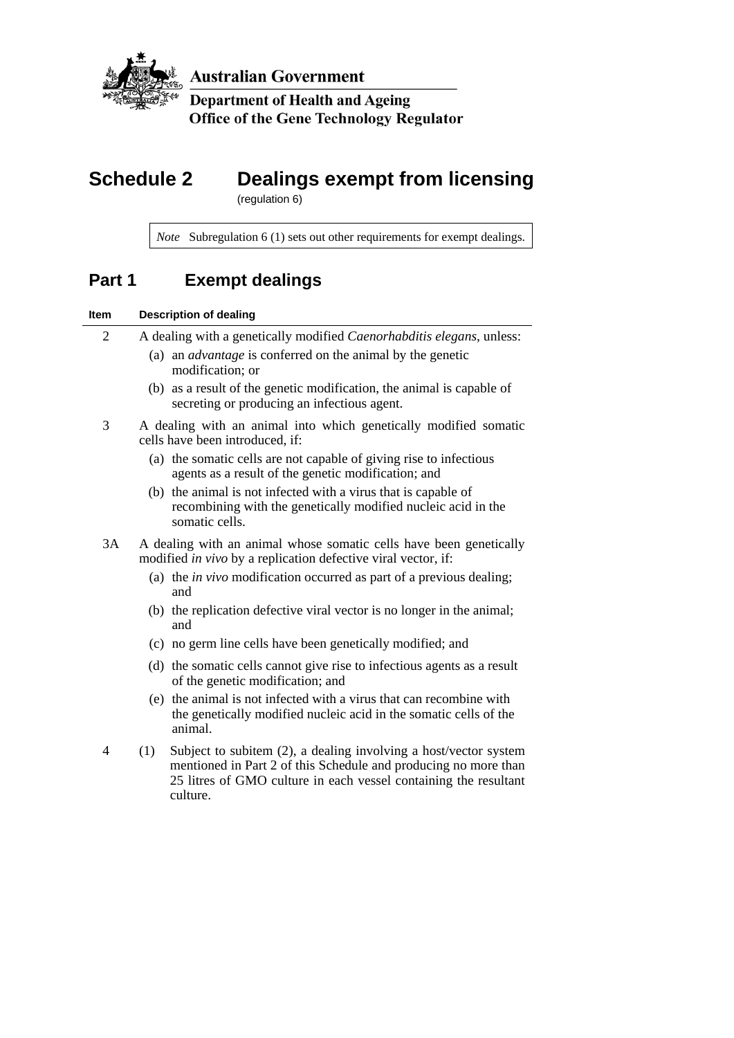Australian Government

Department of Health and Ageing

Office of the Gene Technology Regulator

# Schedule 2 Dealings exempt from licensing

(regulation 6)

> *Note* Subregulation 6 (1) sets out other requirements for exempt dealings.

## Part 1 Exempt dealings

| Item | Description of dealing |
|---|---|
| 2 | A dealing with a genetically modified *Caenorhabditis elegans*, unless:<br>(a) an *advantage* is conferred on the animal by the genetic modification; or<br>(b) as a result of the genetic modification, the animal is capable of secreting or producing an infectious agent. |
| 3 | A dealing with an animal into which genetically modified somatic cells have been introduced, if:<br>(a) the somatic cells are not capable of giving rise to infectious agents as a result of the genetic modification; and<br>(b) the animal is not infected with a virus that is capable of recombining with the genetically modified nucleic acid in the somatic cells. |
| 3A | A dealing with an animal whose somatic cells have been genetically modified *in vivo* by a replication defective viral vector, if:<br>(a) the *in vivo* modification occurred as part of a previous dealing; and<br>(b) the replication defective viral vector is no longer in the animal; and<br>(c) no germ line cells have been genetically modified; and<br>(d) the somatic cells cannot give rise to infectious agents as a result of the genetic modification; and<br>(e) the animal is not infected with a virus that can recombine with the genetically modified nucleic acid in the somatic cells of the animal. |
| 4 | (1) Subject to subitem (2), a dealing involving a host/vector system mentioned in Part 2 of this Schedule and producing no more than 25 litres of GMO culture in each vessel containing the resultant culture. |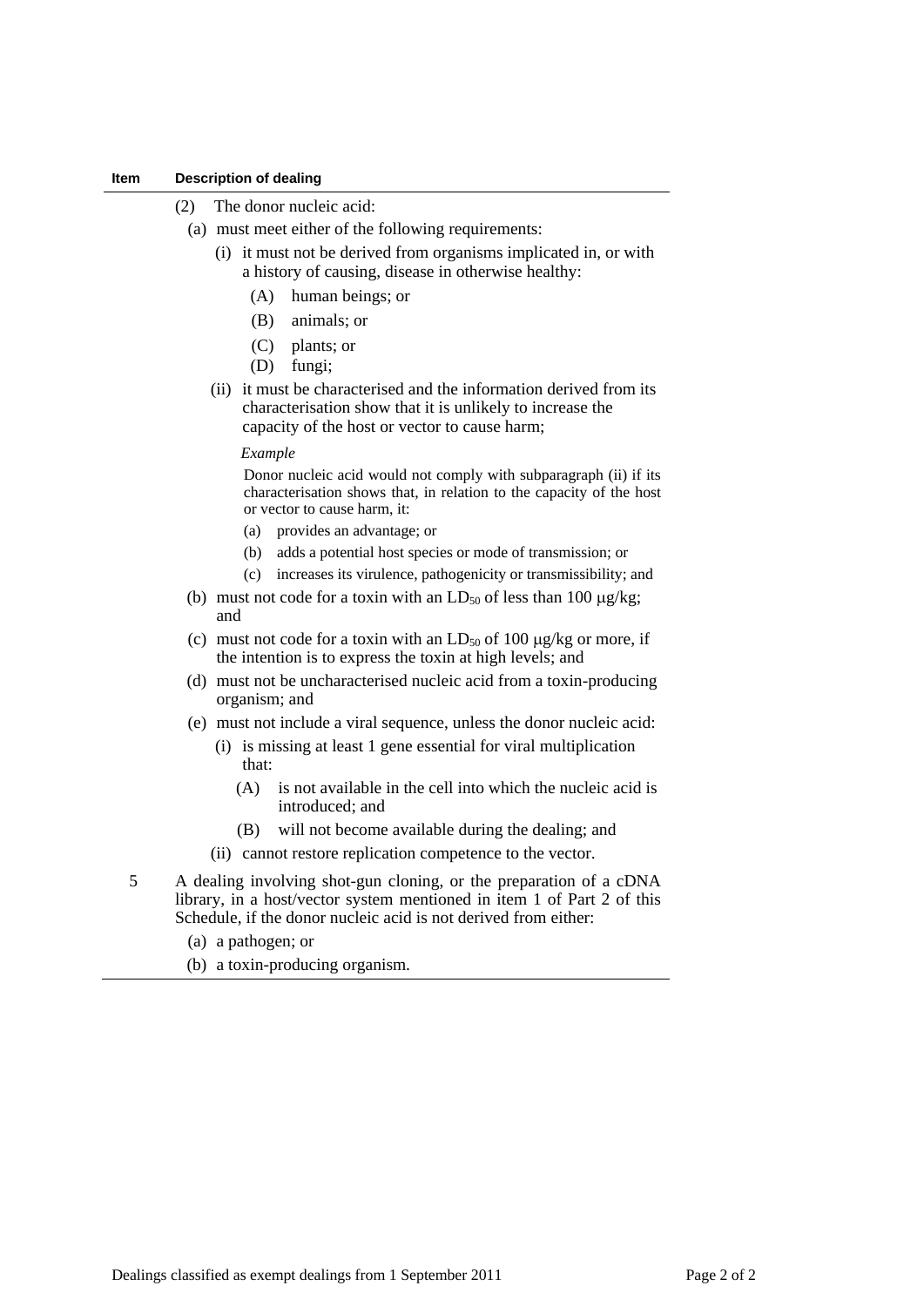| Item | Description of dealing |
|---|---|
| | (2) The donor nucleic acid:<br>(a) must meet either of the following requirements:<br>(i) it must not be derived from organisms implicated in, or with a history of causing, disease in otherwise healthy:<br>(A) human beings; or<br>(B) animals; or<br>(C) plants; or<br>(D) fungi;<br>(ii) it must be characterised and the information derived from its characterisation show that it is unlikely to increase the capacity of the host or vector to cause harm;<br>*Example*<br>Donor nucleic acid would not comply with subparagraph (ii) if its characterisation shows that, in relation to the capacity of the host or vector to cause harm, it:<br>(a) provides an advantage; or<br>(b) adds a potential host species or mode of transmission; or<br>(c) increases its virulence, pathogenicity or transmissibility; and<br>(b) must not code for a toxin with an $LD_{50}$ of less than 100 μg/kg; and<br>(c) must not code for a toxin with an $LD_{50}$ of 100 μg/kg or more, if the intention is to express the toxin at high levels; and<br>(d) must not be uncharacterised nucleic acid from a toxin-producing organism; and<br>(e) must not include a viral sequence, unless the donor nucleic acid:<br>(i) is missing at least 1 gene essential for viral multiplication that:<br>(A) is not available in the cell into which the nucleic acid is introduced; and<br>(B) will not become available during the dealing; and<br>(ii) cannot restore replication competence to the vector. |
| 5 | A dealing involving shot-gun cloning, or the preparation of a cDNA library, in a host/vector system mentioned in item 1 of Part 2 of this Schedule, if the donor nucleic acid is not derived from either:<br>(a) a pathogen; or<br>(b) a toxin-producing organism. |

Dealings classified as exempt dealings from 1 September 2011